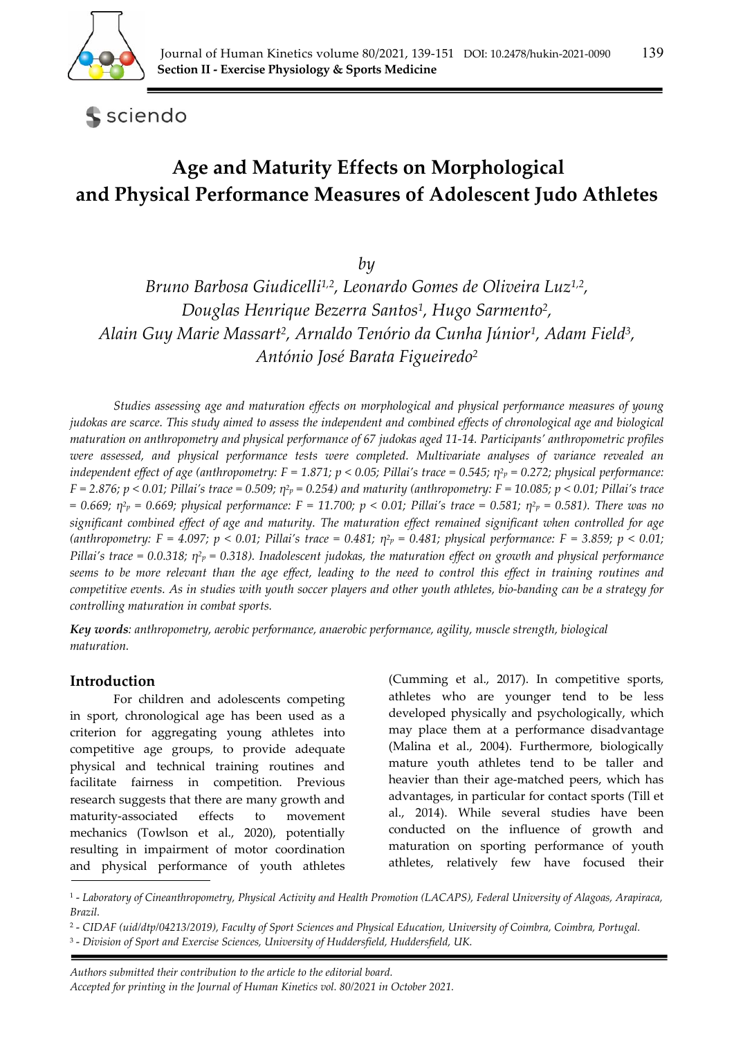# Age and Maturity Effects on Morphological and Physical Performance Measures of Adolescent Judo Athletes

*by*

*Bruno Barbosa Giudicelli[1,2], Leonardo Gomes de Oliveira Luz[1,2], Douglas Henrique Bezerra Santos[1], Hugo Sarmento[2], Alain Guy Marie Massart[2], Arnaldo Tenório da Cunha Júnior[1], Adam Field[3], António José Barata Figueiredo[2]*

*Studies assessing age and maturation effects on morphological and physical performance measures of young judokas are scarce. This study aimed to assess the independent and combined effects of chronological age and biological maturation on anthropometry and physical performance of 67 judokas aged 11-14. Participants' anthropometric profiles were assessed, and physical performance tests were completed. Multivariate analyses of variance revealed an independent effect of age (anthropometry: $F = 1.871$; $p < 0.05$; Pillai's trace = 0.545; $\eta^2_p = 0.272$; physical performance: $F = 2.876$; $p < 0.01$; Pillai's trace = 0.509; $\eta^2_p = 0.254$) and maturity (anthropometry: $F = 10.085$; $p < 0.01$; Pillai's trace = 0.669; $\eta^2_p = 0.669$; physical performance: $F = 11.700$; $p < 0.01$; Pillai's trace = 0.581; $\eta^2_p = 0.581$). There was no significant combined effect of age and maturity. The maturation effect remained significant when controlled for age (anthropometry: $F = 4.097$; $p < 0.01$; Pillai's trace = 0.481; $\eta^2_p = 0.481$; physical performance: $F = 3.859$; $p < 0.01$; Pillai's trace = 0.0.318; $\eta^2_p = 0.318$). Inadolescent judokas, the maturation effect on growth and physical performance seems to be more relevant than the age effect, leading to the need to control this effect in training routines and competitive events. As in studies with youth soccer players and other youth athletes, bio-banding can be a strategy for controlling maturation in combat sports.*

***Key words**: anthropometry, aerobic performance, anaerobic performance, agility, muscle strength, biological maturation.*

## Introduction

For children and adolescents competing in sport, chronological age has been used as a criterion for aggregating young athletes into competitive age groups, to provide adequate physical and technical training routines and facilitate fairness in competition. Previous research suggests that there are many growth and maturity-associated effects to movement mechanics (Towlson et al., 2020), potentially resulting in impairment of motor coordination and physical performance of youth athletes (Cumming et al., 2017). In competitive sports, athletes who are younger tend to be less developed physically and psychologically, which may place them at a performance disadvantage (Malina et al., 2004). Furthermore, biologically mature youth athletes tend to be taller and heavier than their age-matched peers, which has advantages, in particular for contact sports (Till et al., 2014). While several studies have been conducted on the influence of growth and maturation on sporting performance of youth athletes, relatively few have focused their

[1] - *Laboratory of Cineanthropometry, Physical Activity and Health Promotion (LACAPS), Federal University of Alagoas, Arapiraca, Brazil.*

[2] - *CIDAF (uid/dtp/04213/2019), Faculty of Sport Sciences and Physical Education, University of Coimbra, Coimbra, Portugal.*

[3] - *Division of Sport and Exercise Sciences, University of Huddersfield, Huddersfield, UK.*

*Authors submitted their contribution to the article to the editorial board.*
*Accepted for printing in the Journal of Human Kinetics vol. 80/2021 in October 2021.*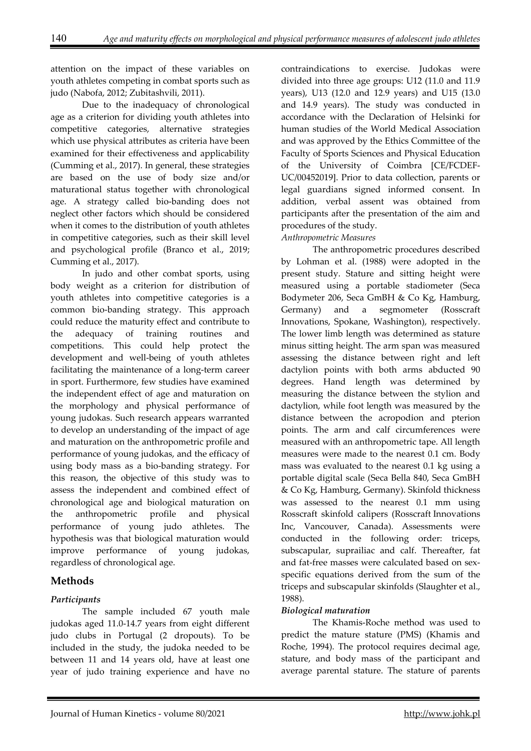attention on the impact of these variables on youth athletes competing in combat sports such as judo (Nabofa, 2012; Zubitashvili, 2011).

Due to the inadequacy of chronological age as a criterion for dividing youth athletes into competitive categories, alternative strategies which use physical attributes as criteria have been examined for their effectiveness and applicability (Cumming et al., 2017). In general, these strategies are based on the use of body size and/or maturational status together with chronological age. A strategy called bio-banding does not neglect other factors which should be considered when it comes to the distribution of youth athletes in competitive categories, such as their skill level and psychological profile (Branco et al., 2019; Cumming et al., 2017).

In judo and other combat sports, using body weight as a criterion for distribution of youth athletes into competitive categories is a common bio-banding strategy. This approach could reduce the maturity effect and contribute to the adequacy of training routines and competitions. This could help protect the development and well-being of youth athletes facilitating the maintenance of a long-term career in sport. Furthermore, few studies have examined the independent effect of age and maturation on the morphology and physical performance of young judokas. Such research appears warranted to develop an understanding of the impact of age and maturation on the anthropometric profile and performance of young judokas, and the efficacy of using body mass as a bio-banding strategy. For this reason, the objective of this study was to assess the independent and combined effect of chronological age and biological maturation on the anthropometric profile and physical performance of young judo athletes. The hypothesis was that biological maturation would improve performance of young judokas, regardless of chronological age.

## Methods

### *Participants*

The sample included 67 youth male judokas aged 11.0-14.7 years from eight different judo clubs in Portugal (2 dropouts). To be included in the study, the judoka needed to be between 11 and 14 years old, have at least one year of judo training experience and have no contraindications to exercise. Judokas were divided into three age groups: U12 (11.0 and 11.9 years), U13 (12.0 and 12.9 years) and U15 (13.0 and 14.9 years). The study was conducted in accordance with the Declaration of Helsinki for human studies of the World Medical Association and was approved by the Ethics Committee of the Faculty of Sports Sciences and Physical Education of the University of Coimbra [CE/FCDEF-UC/00452019]. Prior to data collection, parents or legal guardians signed informed consent. In addition, verbal assent was obtained from participants after the presentation of the aim and procedures of the study.

*Anthropometric Measures*

The anthropometric procedures described by Lohman et al. (1988) were adopted in the present study. Stature and sitting height were measured using a portable stadiometer (Seca Bodymeter 206, Seca GmBH & Co Kg, Hamburg, Germany) and a segmometer (Rosscraft Innovations, Spokane, Washington), respectively. The lower limb length was determined as stature minus sitting height. The arm span was measured assessing the distance between right and left dactylion points with both arms abducted 90 degrees. Hand length was determined by measuring the distance between the stylion and dactylion, while foot length was measured by the distance between the acropodion and pterion points. The arm and calf circumferences were measured with an anthropometric tape. All length measures were made to the nearest 0.1 cm. Body mass was evaluated to the nearest 0.1 kg using a portable digital scale (Seca Bella 840, Seca GmBH & Co Kg, Hamburg, Germany). Skinfold thickness was assessed to the nearest 0.1 mm using Rosscraft skinfold calipers (Rosscraft Innovations Inc, Vancouver, Canada). Assessments were conducted in the following order: triceps, subscapular, suprailiac and calf. Thereafter, fat and fat-free masses were calculated based on sex-specific equations derived from the sum of the triceps and subscapular skinfolds (Slaughter et al., 1988).

### *Biological maturation*

The Khamis-Roche method was used to predict the mature stature (PMS) (Khamis and Roche, 1994). The protocol requires decimal age, stature, and body mass of the participant and average parental stature. The stature of parents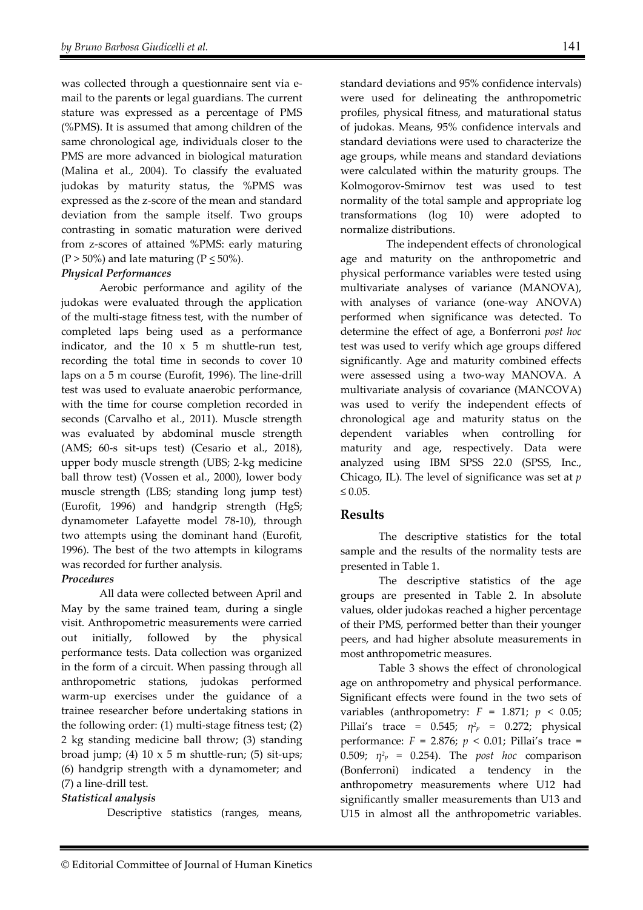was collected through a questionnaire sent via e-mail to the parents or legal guardians. The current stature was expressed as a percentage of PMS (%PMS). It is assumed that among children of the same chronological age, individuals closer to the PMS are more advanced in biological maturation (Malina et al., 2004). To classify the evaluated judokas by maturity status, the %PMS was expressed as the z-score of the mean and standard deviation from the sample itself. Two groups contrasting in somatic maturation were derived from z-scores of attained %PMS: early maturing (P > 50%) and late maturing (P ≤ 50%).

***Physical Performances***

Aerobic performance and agility of the judokas were evaluated through the application of the multi-stage fitness test, with the number of completed laps being used as a performance indicator, and the 10 x 5 m shuttle-run test, recording the total time in seconds to cover 10 laps on a 5 m course (Eurofit, 1996). The line-drill test was used to evaluate anaerobic performance, with the time for course completion recorded in seconds (Carvalho et al., 2011). Muscle strength was evaluated by abdominal muscle strength (AMS; 60-s sit-ups test) (Cesario et al., 2018), upper body muscle strength (UBS; 2-kg medicine ball throw test) (Vossen et al., 2000), lower body muscle strength (LBS; standing long jump test) (Eurofit, 1996) and handgrip strength (HgS; dynamometer Lafayette model 78-10), through two attempts using the dominant hand (Eurofit, 1996). The best of the two attempts in kilograms was recorded for further analysis.

***Procedures***

All data were collected between April and May by the same trained team, during a single visit. Anthropometric measurements were carried out initially, followed by the physical performance tests. Data collection was organized in the form of a circuit. When passing through all anthropometric stations, judokas performed warm-up exercises under the guidance of a trainee researcher before undertaking stations in the following order: (1) multi-stage fitness test; (2) 2 kg standing medicine ball throw; (3) standing broad jump; (4) 10 x 5 m shuttle-run; (5) sit-ups; (6) handgrip strength with a dynamometer; and (7) a line-drill test.

***Statistical analysis***

Descriptive statistics (ranges, means, standard deviations and 95% confidence intervals) were used for delineating the anthropometric profiles, physical fitness, and maturational status of judokas. Means, 95% confidence intervals and standard deviations were used to characterize the age groups, while means and standard deviations were calculated within the maturity groups. The Kolmogorov-Smirnov test was used to test normality of the total sample and appropriate log transformations (log 10) were adopted to normalize distributions.

The independent effects of chronological age and maturity on the anthropometric and physical performance variables were tested using multivariate analyses of variance (MANOVA), with analyses of variance (one-way ANOVA) performed when significance was detected. To determine the effect of age, a Bonferroni *post hoc* test was used to verify which age groups differed significantly. Age and maturity combined effects were assessed using a two-way MANOVA. A multivariate analysis of covariance (MANCOVA) was used to verify the independent effects of chronological age and maturity status on the dependent variables when controlling for maturity and age, respectively. Data were analyzed using IBM SPSS 22.0 (SPSS, Inc., Chicago, IL). The level of significance was set at $p \leq 0.05$.

## Results

The descriptive statistics for the total sample and the results of the normality tests are presented in Table 1.

The descriptive statistics of the age groups are presented in Table 2. In absolute values, older judokas reached a higher percentage of their PMS, performed better than their younger peers, and had higher absolute measurements in most anthropometric measures.

Table 3 shows the effect of chronological age on anthropometry and physical performance. Significant effects were found in the two sets of variables (anthropometry: $F = 1.871$; $p < 0.05$; Pillai's trace = 0.545; $\eta^2_p = 0.272$; physical performance: $F = 2.876$; $p < 0.01$; Pillai's trace = 0.509; $\eta^2_p = 0.254$). The *post hoc* comparison (Bonferroni) indicated a tendency in the anthropometry measurements where U12 had significantly smaller measurements than U13 and U15 in almost all the anthropometric variables.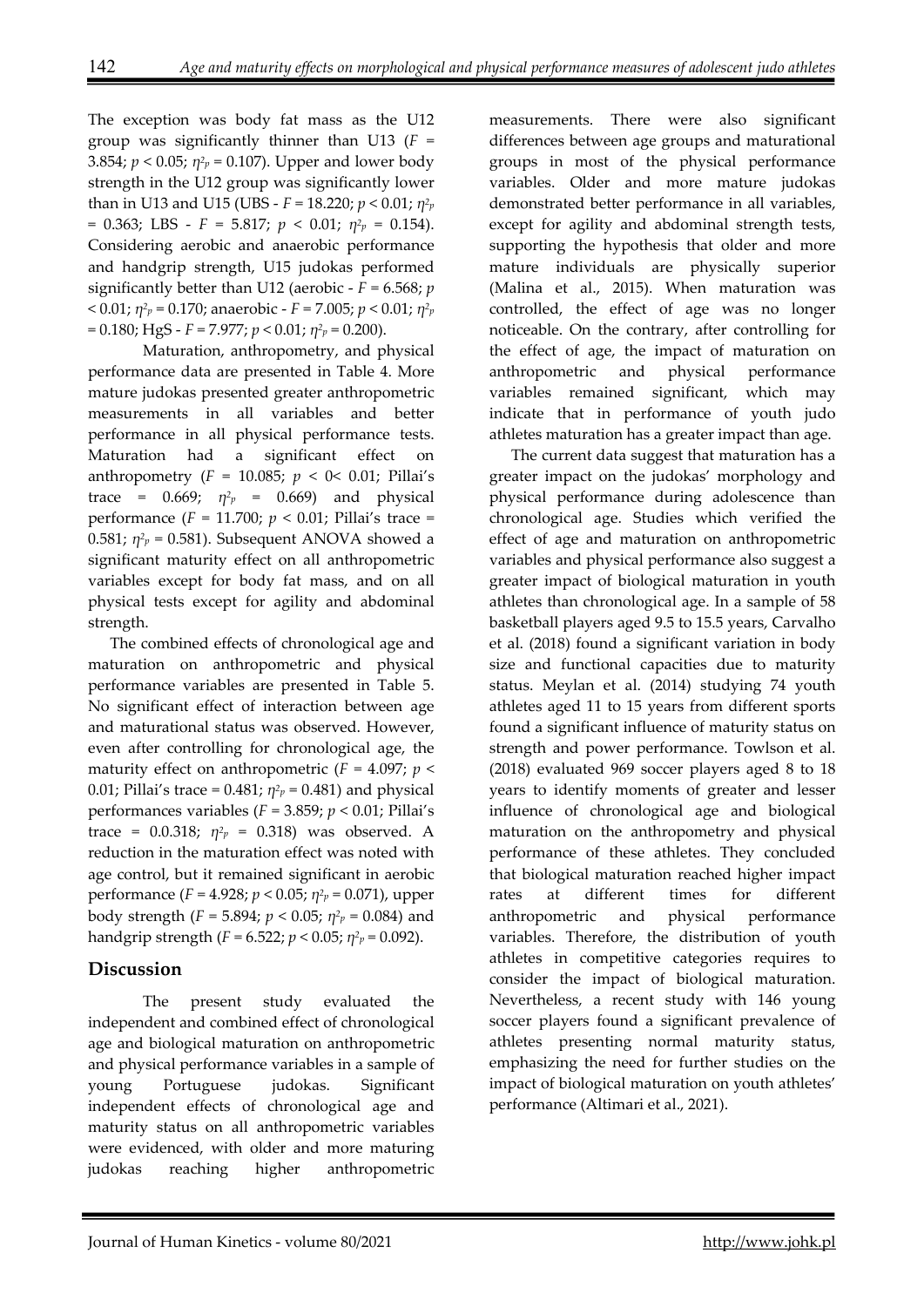The exception was body fat mass as the U12 group was significantly thinner than U13 ($F$ = 3.854; $p < 0.05$; $\eta^2_p = 0.107$). Upper and lower body strength in the U12 group was significantly lower than in U13 and U15 (UBS - $F = 18.220$; $p < 0.01$; $\eta^2_p = 0.363$; LBS - $F = 5.817$; $p < 0.01$; $\eta^2_p = 0.154$). Considering aerobic and anaerobic performance and handgrip strength, U15 judokas performed significantly better than U12 (aerobic - $F = 6.568$; $p < 0.01$; $\eta^2_p = 0.170$; anaerobic - $F = 7.005$; $p < 0.01$; $\eta^2_p = 0.180$; HgS - $F = 7.977$; $p < 0.01$; $\eta^2_p = 0.200$).

Maturation, anthropometry, and physical performance data are presented in Table 4. More mature judokas presented greater anthropometric measurements in all variables and better performance in all physical performance tests. Maturation had a significant effect on anthropometry ($F = 10.085$; $p < 0 < 0.01$; Pillai's trace = 0.669; $\eta^2_p = 0.669$) and physical performance ($F = 11.700$; $p < 0.01$; Pillai's trace = 0.581; $\eta^2_p = 0.581$). Subsequent ANOVA showed a significant maturity effect on all anthropometric variables except for body fat mass, and on all physical tests except for agility and abdominal strength.

The combined effects of chronological age and maturation on anthropometric and physical performance variables are presented in Table 5. No significant effect of interaction between age and maturational status was observed. However, even after controlling for chronological age, the maturity effect on anthropometric ($F = 4.097$; $p < 0.01$; Pillai's trace = 0.481; $\eta^2_p = 0.481$) and physical performances variables ($F = 3.859$; $p < 0.01$; Pillai's trace = 0.0.318; $\eta^2_p = 0.318$) was observed. A reduction in the maturation effect was noted with age control, but it remained significant in aerobic performance ($F = 4.928$; $p < 0.05$; $\eta^2_p = 0.071$), upper body strength ($F = 5.894$; $p < 0.05$; $\eta^2_p = 0.084$) and handgrip strength ($F = 6.522$; $p < 0.05$; $\eta^2_p = 0.092$).

## Discussion

The present study evaluated the independent and combined effect of chronological age and biological maturation on anthropometric and physical performance variables in a sample of young Portuguese judokas. Significant independent effects of chronological age and maturity status on all anthropometric variables were evidenced, with older and more maturing judokas reaching higher anthropometric measurements. There were also significant differences between age groups and maturational groups in most of the physical performance variables. Older and more mature judokas demonstrated better performance in all variables, except for agility and abdominal strength tests, supporting the hypothesis that older and more mature individuals are physically superior (Malina et al., 2015). When maturation was controlled, the effect of age was no longer noticeable. On the contrary, after controlling for the effect of age, the impact of maturation on anthropometric and physical performance variables remained significant, which may indicate that in performance of youth judo athletes maturation has a greater impact than age.

The current data suggest that maturation has a greater impact on the judokas' morphology and physical performance during adolescence than chronological age. Studies which verified the effect of age and maturation on anthropometric variables and physical performance also suggest a greater impact of biological maturation in youth athletes than chronological age. In a sample of 58 basketball players aged 9.5 to 15.5 years, Carvalho et al. (2018) found a significant variation in body size and functional capacities due to maturity status. Meylan et al. (2014) studying 74 youth athletes aged 11 to 15 years from different sports found a significant influence of maturity status on strength and power performance. Towlson et al. (2018) evaluated 969 soccer players aged 8 to 18 years to identify moments of greater and lesser influence of chronological age and biological maturation on the anthropometry and physical performance of these athletes. They concluded that biological maturation reached higher impact rates at different times for different anthropometric and physical performance variables. Therefore, the distribution of youth athletes in competitive categories requires to consider the impact of biological maturation. Nevertheless, a recent study with 146 young soccer players found a significant prevalence of athletes presenting normal maturity status, emphasizing the need for further studies on the impact of biological maturation on youth athletes' performance (Altimari et al., 2021).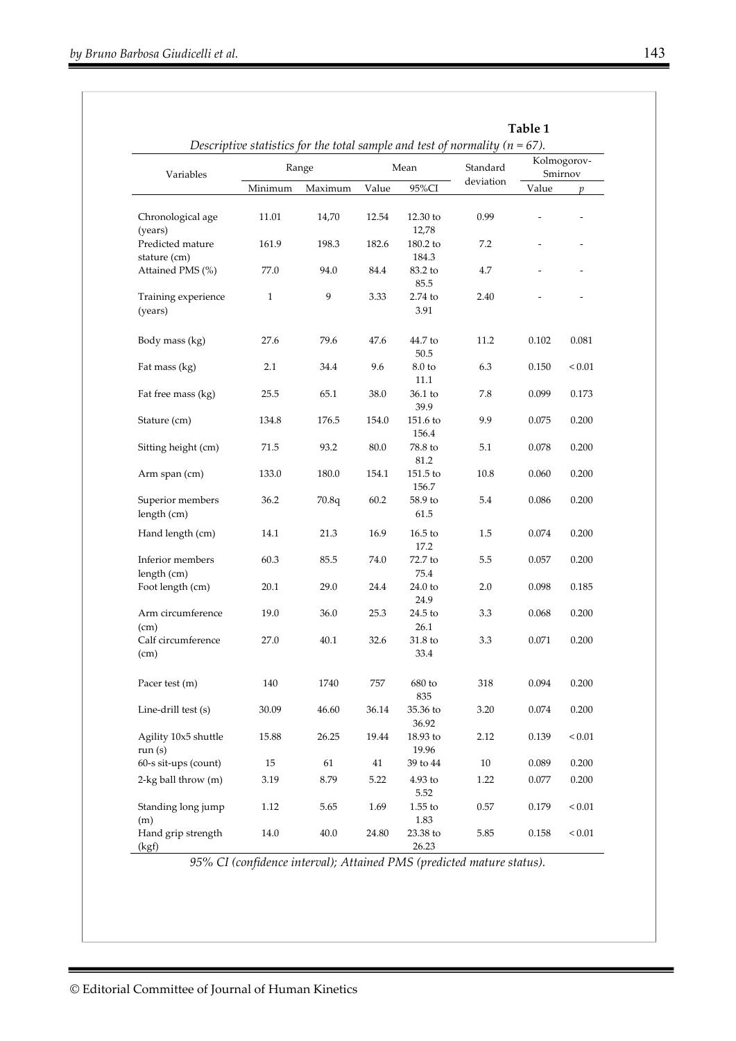**Table 1**

*Descriptive statistics for the total sample and test of normality (n = 67).*

| Variables | Range | | Mean | | Standard deviation | Kolmogorov-Smirnov | |
|---|---|---|---|---|---|---|---|
| | Minimum | Maximum | Value | 95%CI | | Value | *p* |
| Chronological age (years) | 11.01 | 14,70 | 12.54 | 12.30 to 12,78 | 0.99 | - | - |
| Predicted mature stature (cm) | 161.9 | 198.3 | 182.6 | 180.2 to 184.3 | 7.2 | - | - |
| Attained PMS (%) | 77.0 | 94.0 | 84.4 | 83.2 to 85.5 | 4.7 | - | - |
| Training experience (years) | 1 | 9 | 3.33 | 2.74 to 3.91 | 2.40 | - | - |
| Body mass (kg) | 27.6 | 79.6 | 47.6 | 44.7 to 50.5 | 11.2 | 0.102 | 0.081 |
| Fat mass (kg) | 2.1 | 34.4 | 9.6 | 8.0 to 11.1 | 6.3 | 0.150 | < 0.01 |
| Fat free mass (kg) | 25.5 | 65.1 | 38.0 | 36.1 to 39.9 | 7.8 | 0.099 | 0.173 |
| Stature (cm) | 134.8 | 176.5 | 154.0 | 151.6 to 156.4 | 9.9 | 0.075 | 0.200 |
| Sitting height (cm) | 71.5 | 93.2 | 80.0 | 78.8 to 81.2 | 5.1 | 0.078 | 0.200 |
| Arm span (cm) | 133.0 | 180.0 | 154.1 | 151.5 to 156.7 | 10.8 | 0.060 | 0.200 |
| Superior members length (cm) | 36.2 | 70.8q | 60.2 | 58.9 to 61.5 | 5.4 | 0.086 | 0.200 |
| Hand length (cm) | 14.1 | 21.3 | 16.9 | 16.5 to 17.2 | 1.5 | 0.074 | 0.200 |
| Inferior members length (cm) | 60.3 | 85.5 | 74.0 | 72.7 to 75.4 | 5.5 | 0.057 | 0.200 |
| Foot length (cm) | 20.1 | 29.0 | 24.4 | 24.0 to 24.9 | 2.0 | 0.098 | 0.185 |
| Arm circumference (cm) | 19.0 | 36.0 | 25.3 | 24.5 to 26.1 | 3.3 | 0.068 | 0.200 |
| Calf circumference (cm) | 27.0 | 40.1 | 32.6 | 31.8 to 33.4 | 3.3 | 0.071 | 0.200 |
| Pacer test (m) | 140 | 1740 | 757 | 680 to 835 | 318 | 0.094 | 0.200 |
| Line-drill test (s) | 30.09 | 46.60 | 36.14 | 35.36 to 36.92 | 3.20 | 0.074 | 0.200 |
| Agility 10x5 shuttle run (s) | 15.88 | 26.25 | 19.44 | 18.93 to 19.96 | 2.12 | 0.139 | < 0.01 |
| 60-s sit-ups (count) | 15 | 61 | 41 | 39 to 44 | 10 | 0.089 | 0.200 |
| 2-kg ball throw (m) | 3.19 | 8.79 | 5.22 | 4.93 to 5.52 | 1.22 | 0.077 | 0.200 |
| Standing long jump (m) | 1.12 | 5.65 | 1.69 | 1.55 to 1.83 | 0.57 | 0.179 | < 0.01 |
| Hand grip strength (kgf) | 14.0 | 40.0 | 24.80 | 23.38 to 26.23 | 5.85 | 0.158 | < 0.01 |

*95% CI (confidence interval); Attained PMS (predicted mature status).*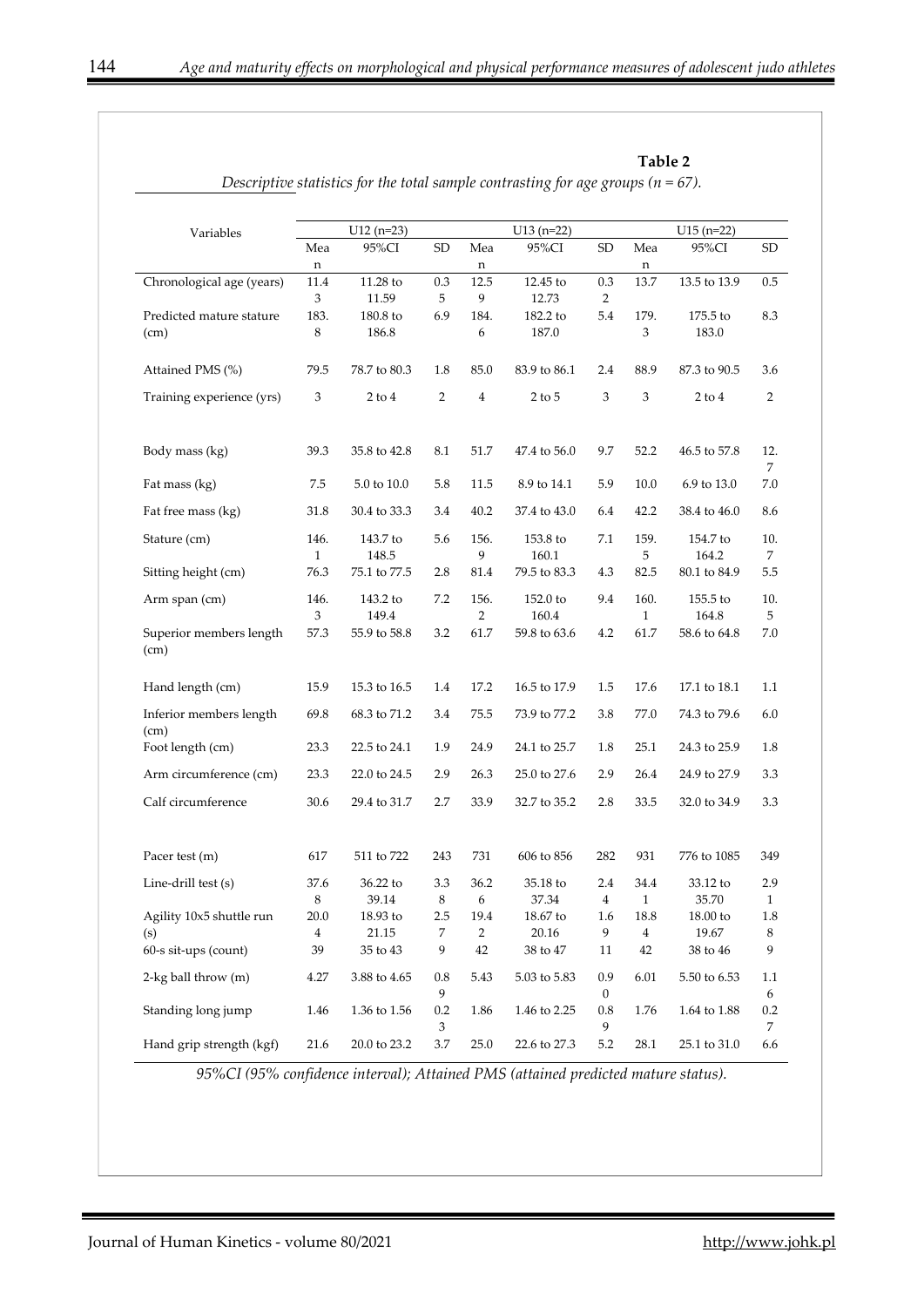**Table 2**

*Descriptive statistics for the total sample contrasting for age groups (n = 67).*

| Variables | U12 (n=23) | | | U13 (n=22) | | | U15 (n=22) | | |
|---|---|---|---|---|---|---|---|---|---|
| | Mean | 95%CI | SD | Mean | 95%CI | SD | Mean | 95%CI | SD |
| Chronological age (years) | 11.43 | 11.28 to 11.59 | 0.35 | 12.59 | 12.45 to 12.73 | 0.32 | 13.7 | 13.5 to 13.9 | 0.5 |
| Predicted mature stature (cm) | 183.8 | 180.8 to 186.8 | 6.9 | 184.6 | 182.2 to 187.0 | 5.4 | 179.3 | 175.5 to 183.0 | 8.3 |
| Attained PMS (%) | 79.5 | 78.7 to 80.3 | 1.8 | 85.0 | 83.9 to 86.1 | 2.4 | 88.9 | 87.3 to 90.5 | 3.6 |
| Training experience (yrs) | 3 | 2 to 4 | 2 | 4 | 2 to 5 | 3 | 3 | 2 to 4 | 2 |
| Body mass (kg) | 39.3 | 35.8 to 42.8 | 8.1 | 51.7 | 47.4 to 56.0 | 9.7 | 52.2 | 46.5 to 57.8 | 12.7 |
| Fat mass (kg) | 7.5 | 5.0 to 10.0 | 5.8 | 11.5 | 8.9 to 14.1 | 5.9 | 10.0 | 6.9 to 13.0 | 7.0 |
| Fat free mass (kg) | 31.8 | 30.4 to 33.3 | 3.4 | 40.2 | 37.4 to 43.0 | 6.4 | 42.2 | 38.4 to 46.0 | 8.6 |
| Stature (cm) | 146.1 | 143.7 to 148.5 | 5.6 | 156.9 | 153.8 to 160.1 | 7.1 | 159.5 | 154.7 to 164.2 | 10.7 |
| Sitting height (cm) | 76.3 | 75.1 to 77.5 | 2.8 | 81.4 | 79.5 to 83.3 | 4.3 | 82.5 | 80.1 to 84.9 | 5.5 |
| Arm span (cm) | 146.3 | 143.2 to 149.4 | 7.2 | 156.2 | 152.0 to 160.4 | 9.4 | 160.1 | 155.5 to 164.8 | 10.5 |
| Superior members length (cm) | 57.3 | 55.9 to 58.8 | 3.2 | 61.7 | 59.8 to 63.6 | 4.2 | 61.7 | 58.6 to 64.8 | 7.0 |
| Hand length (cm) | 15.9 | 15.3 to 16.5 | 1.4 | 17.2 | 16.5 to 17.9 | 1.5 | 17.6 | 17.1 to 18.1 | 1.1 |
| Inferior members length (cm) | 69.8 | 68.3 to 71.2 | 3.4 | 75.5 | 73.9 to 77.2 | 3.8 | 77.0 | 74.3 to 79.6 | 6.0 |
| Foot length (cm) | 23.3 | 22.5 to 24.1 | 1.9 | 24.9 | 24.1 to 25.7 | 1.8 | 25.1 | 24.3 to 25.9 | 1.8 |
| Arm circumference (cm) | 23.3 | 22.0 to 24.5 | 2.9 | 26.3 | 25.0 to 27.6 | 2.9 | 26.4 | 24.9 to 27.9 | 3.3 |
| Calf circumference | 30.6 | 29.4 to 31.7 | 2.7 | 33.9 | 32.7 to 35.2 | 2.8 | 33.5 | 32.0 to 34.9 | 3.3 |
| Pacer test (m) | 617 | 511 to 722 | 243 | 731 | 606 to 856 | 282 | 931 | 776 to 1085 | 349 |
| Line-drill test (s) | 37.68 | 36.22 to 39.14 | 3.38 | 36.26 | 35.18 to 37.34 | 2.44 | 34.41 | 33.12 to 35.70 | 2.91 |
| Agility 10x5 shuttle run (s) | 20.04 | 18.93 to 21.15 | 2.57 | 19.42 | 18.67 to 20.16 | 1.69 | 18.84 | 18.00 to 19.67 | 1.88 |
| 60-s sit-ups (count) | 39 | 35 to 43 | 9 | 42 | 38 to 47 | 11 | 42 | 38 to 46 | 9 |
| 2-kg ball throw (m) | 4.27 | 3.88 to 4.65 | 0.89 | 5.43 | 5.03 to 5.83 | 0.90 | 6.01 | 5.50 to 6.53 | 1.16 |
| Standing long jump | 1.46 | 1.36 to 1.56 | 0.23 | 1.86 | 1.46 to 2.25 | 0.89 | 1.76 | 1.64 to 1.88 | 0.27 |
| Hand grip strength (kgf) | 21.6 | 20.0 to 23.2 | 3.7 | 25.0 | 22.6 to 27.3 | 5.2 | 28.1 | 25.1 to 31.0 | 6.6 |

*95%CI (95% confidence interval); Attained PMS (attained predicted mature status).*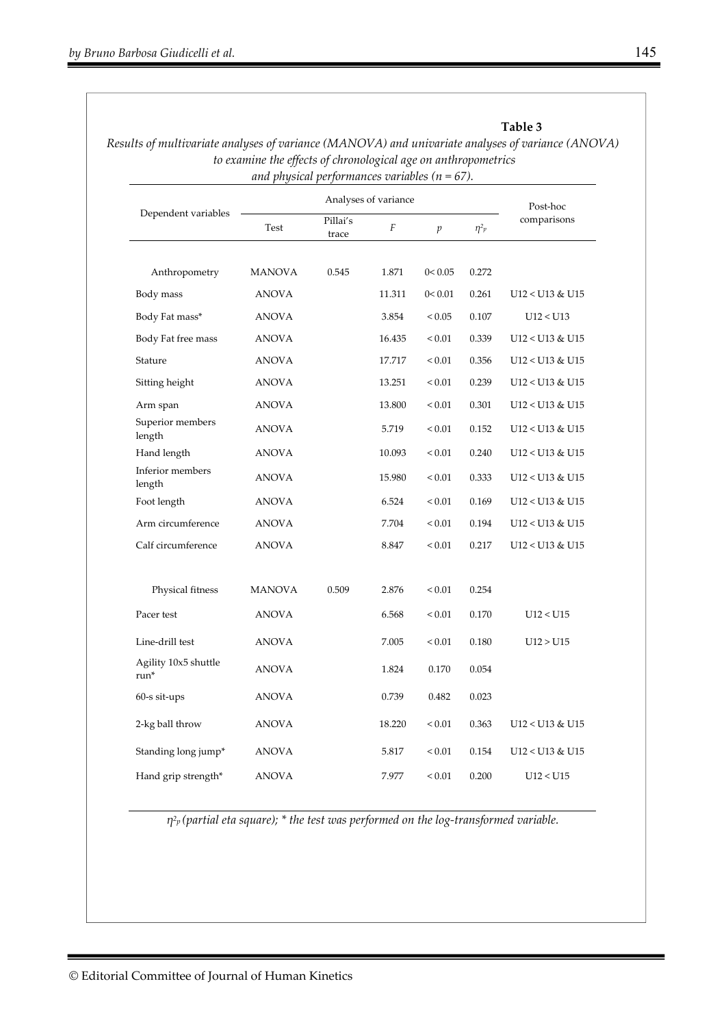**Table 3**

*Results of multivariate analyses of variance (MANOVA) and univariate analyses of variance (ANOVA) to examine the effects of chronological age on anthropometrics and physical performances variables (n = 67).*

| Dependent variables | Analyses of variance | | | | | Post-hoc comparisons |
|---|---|---|---|---|---|---|
| | Test | Pillai's trace | $F$ | $p$ | $\eta^2_p$ | |
| Anthropometry | MANOVA | 0.545 | 1.871 | 0< 0.05 | 0.272 | |
| Body mass | ANOVA | | 11.311 | 0< 0.01 | 0.261 | U12 < U13 & U15 |
| Body Fat mass* | ANOVA | | 3.854 | < 0.05 | 0.107 | U12 < U13 |
| Body Fat free mass | ANOVA | | 16.435 | < 0.01 | 0.339 | U12 < U13 & U15 |
| Stature | ANOVA | | 17.717 | < 0.01 | 0.356 | U12 < U13 & U15 |
| Sitting height | ANOVA | | 13.251 | < 0.01 | 0.239 | U12 < U13 & U15 |
| Arm span | ANOVA | | 13.800 | < 0.01 | 0.301 | U12 < U13 & U15 |
| Superior members length | ANOVA | | 5.719 | < 0.01 | 0.152 | U12 < U13 & U15 |
| Hand length | ANOVA | | 10.093 | < 0.01 | 0.240 | U12 < U13 & U15 |
| Inferior members length | ANOVA | | 15.980 | < 0.01 | 0.333 | U12 < U13 & U15 |
| Foot length | ANOVA | | 6.524 | < 0.01 | 0.169 | U12 < U13 & U15 |
| Arm circumference | ANOVA | | 7.704 | < 0.01 | 0.194 | U12 < U13 & U15 |
| Calf circumference | ANOVA | | 8.847 | < 0.01 | 0.217 | U12 < U13 & U15 |
| Physical fitness | MANOVA | 0.509 | 2.876 | < 0.01 | 0.254 | |
| Pacer test | ANOVA | | 6.568 | < 0.01 | 0.170 | U12 < U15 |
| Line-drill test | ANOVA | | 7.005 | < 0.01 | 0.180 | U12 > U15 |
| Agility 10x5 shuttle run* | ANOVA | | 1.824 | 0.170 | 0.054 | |
| 60-s sit-ups | ANOVA | | 0.739 | 0.482 | 0.023 | |
| 2-kg ball throw | ANOVA | | 18.220 | < 0.01 | 0.363 | U12 < U13 & U15 |
| Standing long jump* | ANOVA | | 5.817 | < 0.01 | 0.154 | U12 < U13 & U15 |
| Hand grip strength* | ANOVA | | 7.977 | < 0.01 | 0.200 | U12 < U15 |

*$\eta^2_p$ (partial eta square); * the test was performed on the log-transformed variable.*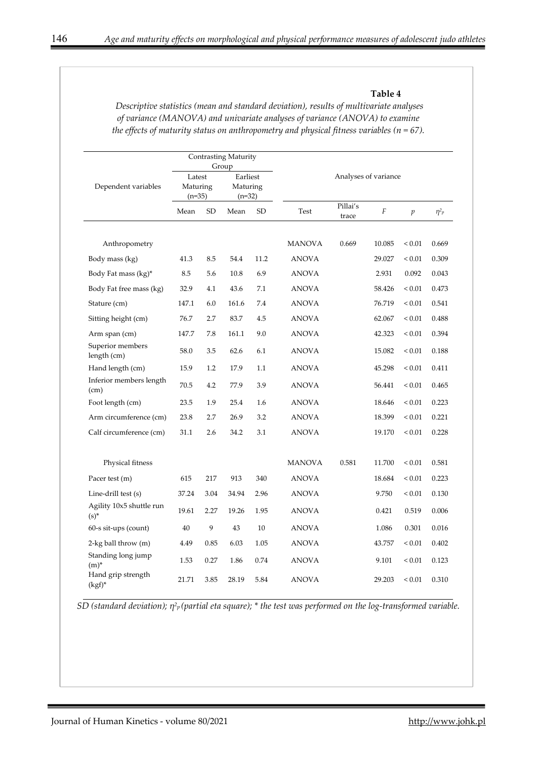**Table 4**

*Descriptive statistics (mean and standard deviation), results of multivariate analyses of variance (MANOVA) and univariate analyses of variance (ANOVA) to examine the effects of maturity status on anthropometry and physical fitness variables (n = 67).*

| Dependent variables | Contrasting Maturity Group | | | | Analyses of variance | | | | |
|---|---|---|---|---|---|---|---|---|---|
| | Latest Maturing (n=35) | | Earliest Maturing (n=32) | | | | | | |
| | Mean | SD | Mean | SD | Test | Pillai's trace | $F$ | $p$ | $\eta^2_p$ |
| Anthropometry | | | | | MANOVA | 0.669 | 10.085 | < 0.01 | 0.669 |
| Body mass (kg) | 41.3 | 8.5 | 54.4 | 11.2 | ANOVA | | 29.027 | < 0.01 | 0.309 |
| Body Fat mass (kg)* | 8.5 | 5.6 | 10.8 | 6.9 | ANOVA | | 2.931 | 0.092 | 0.043 |
| Body Fat free mass (kg) | 32.9 | 4.1 | 43.6 | 7.1 | ANOVA | | 58.426 | < 0.01 | 0.473 |
| Stature (cm) | 147.1 | 6.0 | 161.6 | 7.4 | ANOVA | | 76.719 | < 0.01 | 0.541 |
| Sitting height (cm) | 76.7 | 2.7 | 83.7 | 4.5 | ANOVA | | 62.067 | < 0.01 | 0.488 |
| Arm span (cm) | 147.7 | 7.8 | 161.1 | 9.0 | ANOVA | | 42.323 | < 0.01 | 0.394 |
| Superior members length (cm) | 58.0 | 3.5 | 62.6 | 6.1 | ANOVA | | 15.082 | < 0.01 | 0.188 |
| Hand length (cm) | 15.9 | 1.2 | 17.9 | 1.1 | ANOVA | | 45.298 | < 0.01 | 0.411 |
| Inferior members length (cm) | 70.5 | 4.2 | 77.9 | 3.9 | ANOVA | | 56.441 | < 0.01 | 0.465 |
| Foot length (cm) | 23.5 | 1.9 | 25.4 | 1.6 | ANOVA | | 18.646 | < 0.01 | 0.223 |
| Arm circumference (cm) | 23.8 | 2.7 | 26.9 | 3.2 | ANOVA | | 18.399 | < 0.01 | 0.221 |
| Calf circumference (cm) | 31.1 | 2.6 | 34.2 | 3.1 | ANOVA | | 19.170 | < 0.01 | 0.228 |
| Physical fitness | | | | | MANOVA | 0.581 | 11.700 | < 0.01 | 0.581 |
| Pacer test (m) | 615 | 217 | 913 | 340 | ANOVA | | 18.684 | < 0.01 | 0.223 |
| Line-drill test (s) | 37.24 | 3.04 | 34.94 | 2.96 | ANOVA | | 9.750 | < 0.01 | 0.130 |
| Agility 10x5 shuttle run (s)* | 19.61 | 2.27 | 19.26 | 1.95 | ANOVA | | 0.421 | 0.519 | 0.006 |
| 60-s sit-ups (count) | 40 | 9 | 43 | 10 | ANOVA | | 1.086 | 0.301 | 0.016 |
| 2-kg ball throw (m) | 4.49 | 0.85 | 6.03 | 1.05 | ANOVA | | 43.757 | < 0.01 | 0.402 |
| Standing long jump (m)* | 1.53 | 0.27 | 1.86 | 0.74 | ANOVA | | 9.101 | < 0.01 | 0.123 |
| Hand grip strength (kgf)* | 21.71 | 3.85 | 28.19 | 5.84 | ANOVA | | 29.203 | < 0.01 | 0.310 |

*SD (standard deviation); $\eta^2_p$ (partial eta square); * the test was performed on the log-transformed variable.*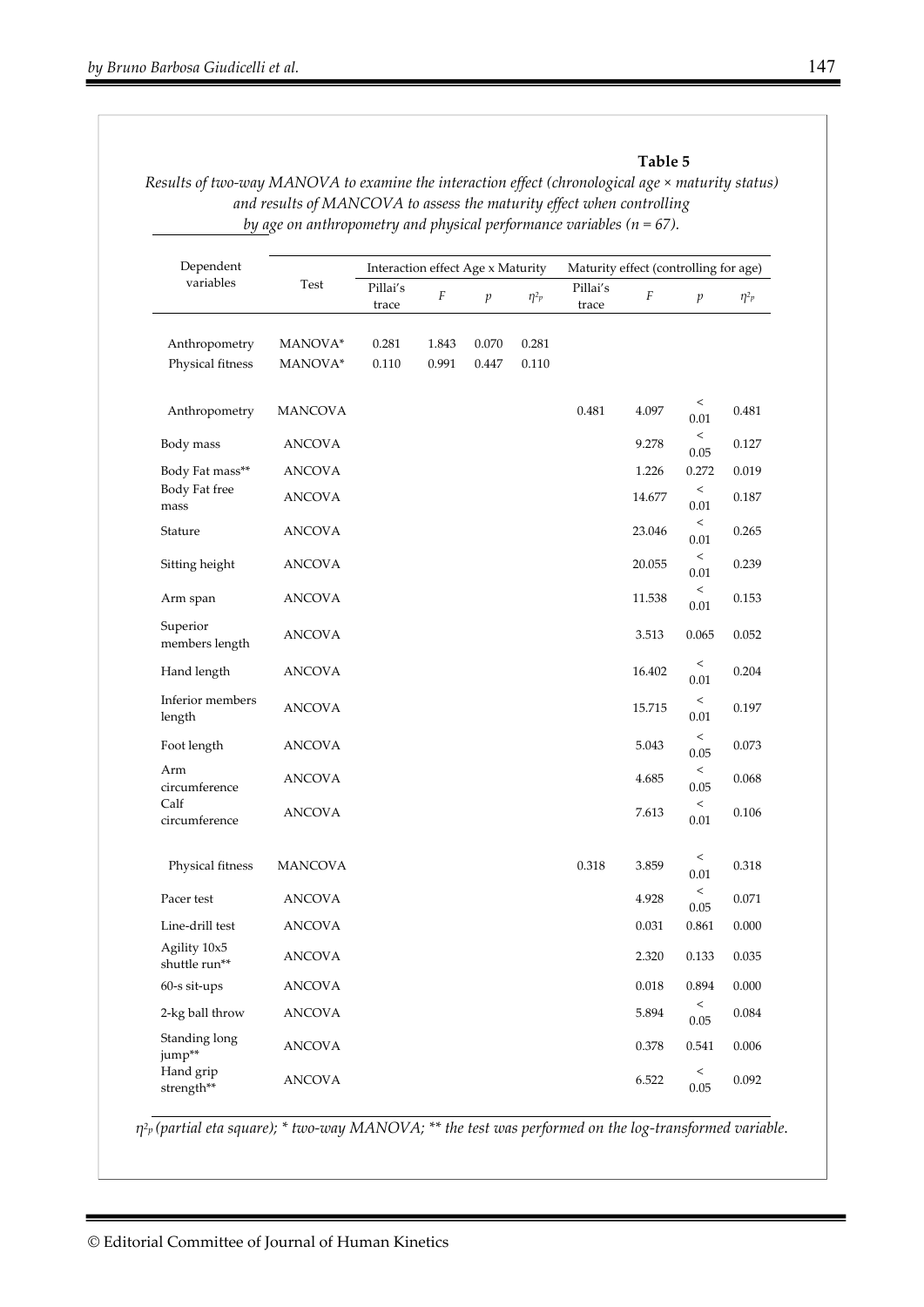**Table 5**

*Results of two-way MANOVA to examine the interaction effect (chronological age × maturity status) and results of MANCOVA to assess the maturity effect when controlling by age on anthropometry and physical performance variables (n = 67).*

| Dependent variables | Test | Interaction effect Age x Maturity | | | | Maturity effect (controlling for age) | | | |
|---|---|---|---|---|---|---|---|---|---|
| | | Pillai's trace | $F$ | $p$ | $\eta^2_p$ | Pillai's trace | $F$ | $p$ | $\eta^2_p$ |
| Anthropometry | MANOVA* | 0.281 | 1.843 | 0.070 | 0.281 | | | | |
| Physical fitness | MANOVA* | 0.110 | 0.991 | 0.447 | 0.110 | | | | |
| Anthropometry | MANCOVA | | | | | 0.481 | 4.097 | < 0.01 | 0.481 |
| Body mass | ANCOVA | | | | | | 9.278 | < 0.05 | 0.127 |
| Body Fat mass** | ANCOVA | | | | | | 1.226 | 0.272 | 0.019 |
| Body Fat free mass | ANCOVA | | | | | | 14.677 | < 0.01 | 0.187 |
| Stature | ANCOVA | | | | | | 23.046 | < 0.01 | 0.265 |
| Sitting height | ANCOVA | | | | | | 20.055 | < 0.01 | 0.239 |
| Arm span | ANCOVA | | | | | | 11.538 | < 0.01 | 0.153 |
| Superior members length | ANCOVA | | | | | | 3.513 | 0.065 | 0.052 |
| Hand length | ANCOVA | | | | | | 16.402 | < 0.01 | 0.204 |
| Inferior members length | ANCOVA | | | | | | 15.715 | < 0.01 | 0.197 |
| Foot length | ANCOVA | | | | | | 5.043 | < 0.05 | 0.073 |
| Arm circumference | ANCOVA | | | | | | 4.685 | < 0.05 | 0.068 |
| Calf circumference | ANCOVA | | | | | | 7.613 | < 0.01 | 0.106 |
| Physical fitness | MANCOVA | | | | | 0.318 | 3.859 | < 0.01 | 0.318 |
| Pacer test | ANCOVA | | | | | | 4.928 | < 0.05 | 0.071 |
| Line-drill test | ANCOVA | | | | | | 0.031 | 0.861 | 0.000 |
| Agility 10x5 shuttle run** | ANCOVA | | | | | | 2.320 | 0.133 | 0.035 |
| 60-s sit-ups | ANCOVA | | | | | | 0.018 | 0.894 | 0.000 |
| 2-kg ball throw | ANCOVA | | | | | | 5.894 | < 0.05 | 0.084 |
| Standing long jump** | ANCOVA | | | | | | 0.378 | 0.541 | 0.006 |
| Hand grip strength** | ANCOVA | | | | | | 6.522 | < 0.05 | 0.092 |

*$\eta^2_p$ (partial eta square); * two-way MANOVA; ** the test was performed on the log-transformed variable.*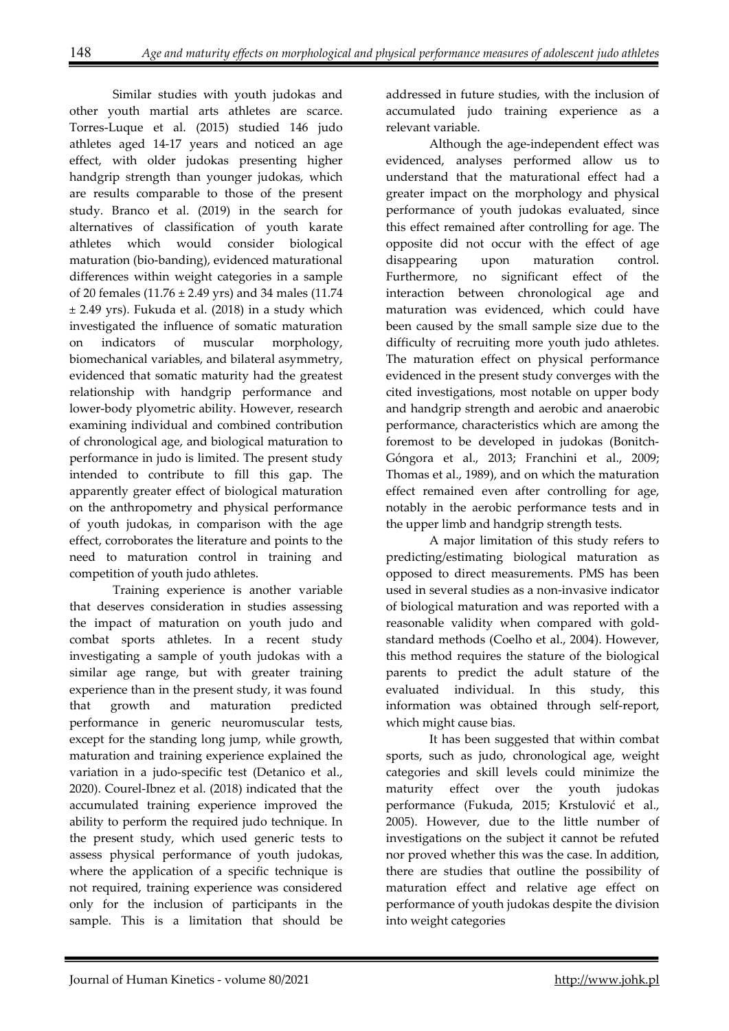Similar studies with youth judokas and other youth martial arts athletes are scarce. Torres-Luque et al. (2015) studied 146 judo athletes aged 14-17 years and noticed an age effect, with older judokas presenting higher handgrip strength than younger judokas, which are results comparable to those of the present study. Branco et al. (2019) in the search for alternatives of classification of youth karate athletes which would consider biological maturation (bio-banding), evidenced maturational differences within weight categories in a sample of 20 females (11.76 ± 2.49 yrs) and 34 males (11.74 ± 2.49 yrs). Fukuda et al. (2018) in a study which investigated the influence of somatic maturation on indicators of muscular morphology, biomechanical variables, and bilateral asymmetry, evidenced that somatic maturity had the greatest relationship with handgrip performance and lower-body plyometric ability. However, research examining individual and combined contribution of chronological age, and biological maturation to performance in judo is limited. The present study intended to contribute to fill this gap. The apparently greater effect of biological maturation on the anthropometry and physical performance of youth judokas, in comparison with the age effect, corroborates the literature and points to the need to maturation control in training and competition of youth judo athletes.

Training experience is another variable that deserves consideration in studies assessing the impact of maturation on youth judo and combat sports athletes. In a recent study investigating a sample of youth judokas with a similar age range, but with greater training experience than in the present study, it was found that growth and maturation predicted performance in generic neuromuscular tests, except for the standing long jump, while growth, maturation and training experience explained the variation in a judo-specific test (Detanico et al., 2020). Courel-Ibnez et al. (2018) indicated that the accumulated training experience improved the ability to perform the required judo technique. In the present study, which used generic tests to assess physical performance of youth judokas, where the application of a specific technique is not required, training experience was considered only for the inclusion of participants in the sample. This is a limitation that should be addressed in future studies, with the inclusion of accumulated judo training experience as a relevant variable.

Although the age-independent effect was evidenced, analyses performed allow us to understand that the maturational effect had a greater impact on the morphology and physical performance of youth judokas evaluated, since this effect remained after controlling for age. The opposite did not occur with the effect of age disappearing upon maturation control. Furthermore, no significant effect of the interaction between chronological age and maturation was evidenced, which could have been caused by the small sample size due to the difficulty of recruiting more youth judo athletes. The maturation effect on physical performance evidenced in the present study converges with the cited investigations, most notable on upper body and handgrip strength and aerobic and anaerobic performance, characteristics which are among the foremost to be developed in judokas (Bonitch-Góngora et al., 2013; Franchini et al., 2009; Thomas et al., 1989), and on which the maturation effect remained even after controlling for age, notably in the aerobic performance tests and in the upper limb and handgrip strength tests.

A major limitation of this study refers to predicting/estimating biological maturation as opposed to direct measurements. PMS has been used in several studies as a non-invasive indicator of biological maturation and was reported with a reasonable validity when compared with gold-standard methods (Coelho et al., 2004). However, this method requires the stature of the biological parents to predict the adult stature of the evaluated individual. In this study, this information was obtained through self-report, which might cause bias.

It has been suggested that within combat sports, such as judo, chronological age, weight categories and skill levels could minimize the maturity effect over the youth judokas performance (Fukuda, 2015; Krstulović et al., 2005). However, due to the little number of investigations on the subject it cannot be refuted nor proved whether this was the case. In addition, there are studies that outline the possibility of maturation effect and relative age effect on performance of youth judokas despite the division into weight categories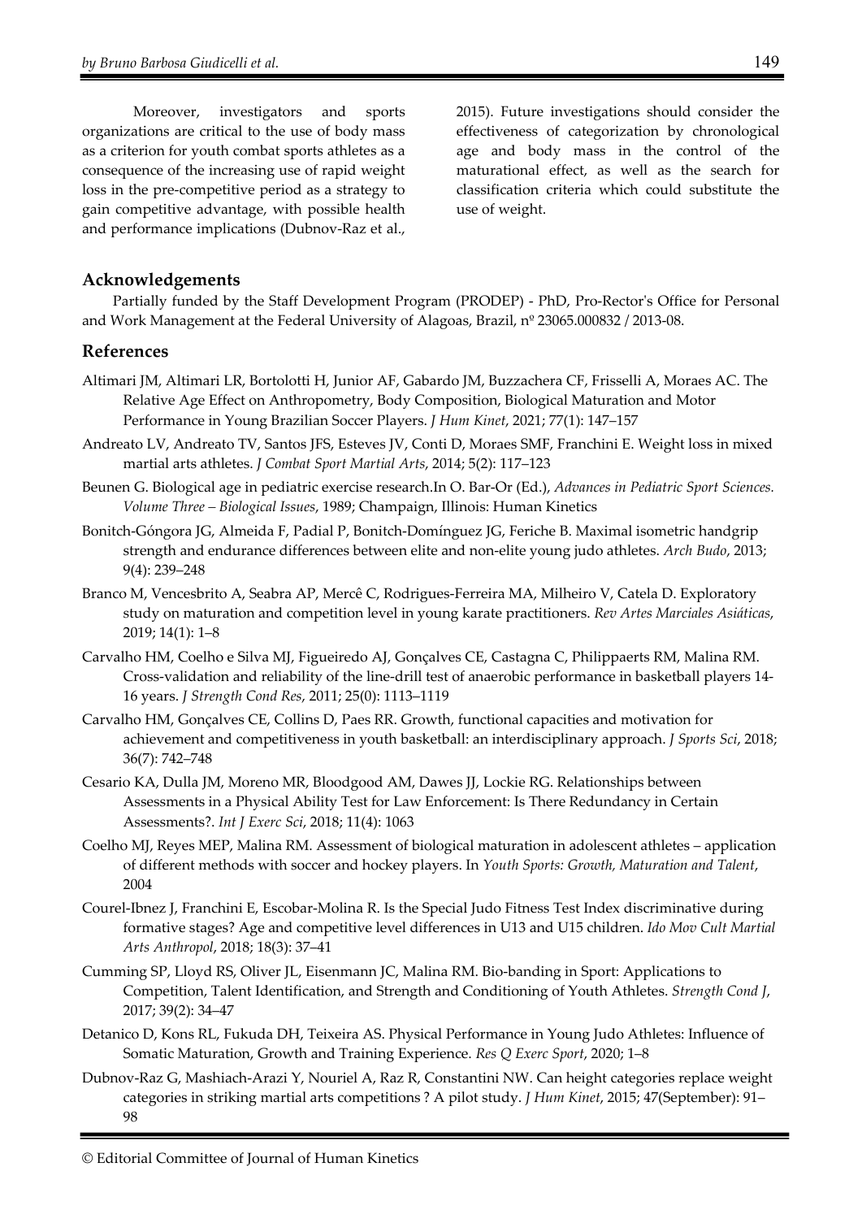Moreover, investigators and sports organizations are critical to the use of body mass as a criterion for youth combat sports athletes as a consequence of the increasing use of rapid weight loss in the pre-competitive period as a strategy to gain competitive advantage, with possible health and performance implications (Dubnov-Raz et al., 2015). Future investigations should consider the effectiveness of categorization by chronological age and body mass in the control of the maturational effect, as well as the search for classification criteria which could substitute the use of weight.

## Acknowledgements

Partially funded by the Staff Development Program (PRODEP) - PhD, Pro-Rector's Office for Personal and Work Management at the Federal University of Alagoas, Brazil, nº 23065.000832 / 2013-08.

## References

Altimari JM, Altimari LR, Bortolotti H, Junior AF, Gabardo JM, Buzzachera CF, Frisselli A, Moraes AC. The Relative Age Effect on Anthropometry, Body Composition, Biological Maturation and Motor Performance in Young Brazilian Soccer Players. *J Hum Kinet*, 2021; 77(1): 147–157

Andreato LV, Andreato TV, Santos JFS, Esteves JV, Conti D, Moraes SMF, Franchini E. Weight loss in mixed martial arts athletes. *J Combat Sport Martial Arts*, 2014; 5(2): 117–123

Beunen G. Biological age in pediatric exercise research.In O. Bar-Or (Ed.), *Advances in Pediatric Sport Sciences. Volume Three – Biological Issues*, 1989; Champaign, Illinois: Human Kinetics

Bonitch-Góngora JG, Almeida F, Padial P, Bonitch-Domínguez JG, Feriche B. Maximal isometric handgrip strength and endurance differences between elite and non-elite young judo athletes. *Arch Budo*, 2013; 9(4): 239–248

Branco M, Vencesbrito A, Seabra AP, Mercê C, Rodrigues-Ferreira MA, Milheiro V, Catela D. Exploratory study on maturation and competition level in young karate practitioners. *Rev Artes Marciales Asiáticas*, 2019; 14(1): 1–8

Carvalho HM, Coelho e Silva MJ, Figueiredo AJ, Gonçalves CE, Castagna C, Philippaerts RM, Malina RM. Cross-validation and reliability of the line-drill test of anaerobic performance in basketball players 14-16 years. *J Strength Cond Res*, 2011; 25(0): 1113–1119

Carvalho HM, Gonçalves CE, Collins D, Paes RR. Growth, functional capacities and motivation for achievement and competitiveness in youth basketball: an interdisciplinary approach. *J Sports Sci*, 2018; 36(7): 742–748

Cesario KA, Dulla JM, Moreno MR, Bloodgood AM, Dawes JJ, Lockie RG. Relationships between Assessments in a Physical Ability Test for Law Enforcement: Is There Redundancy in Certain Assessments?. *Int J Exerc Sci*, 2018; 11(4): 1063

Coelho MJ, Reyes MEP, Malina RM. Assessment of biological maturation in adolescent athletes – application of different methods with soccer and hockey players. In *Youth Sports: Growth, Maturation and Talent*, 2004

Courel-Ibnez J, Franchini E, Escobar-Molina R. Is the Special Judo Fitness Test Index discriminative during formative stages? Age and competitive level differences in U13 and U15 children. *Ido Mov Cult Martial Arts Anthropol*, 2018; 18(3): 37–41

Cumming SP, Lloyd RS, Oliver JL, Eisenmann JC, Malina RM. Bio-banding in Sport: Applications to Competition, Talent Identification, and Strength and Conditioning of Youth Athletes. *Strength Cond J*, 2017; 39(2): 34–47

Detanico D, Kons RL, Fukuda DH, Teixeira AS. Physical Performance in Young Judo Athletes: Influence of Somatic Maturation, Growth and Training Experience. *Res Q Exerc Sport*, 2020; 1–8

Dubnov-Raz G, Mashiach-Arazi Y, Nouriel A, Raz R, Constantini NW. Can height categories replace weight categories in striking martial arts competitions ? A pilot study. *J Hum Kinet*, 2015; 47(September): 91–98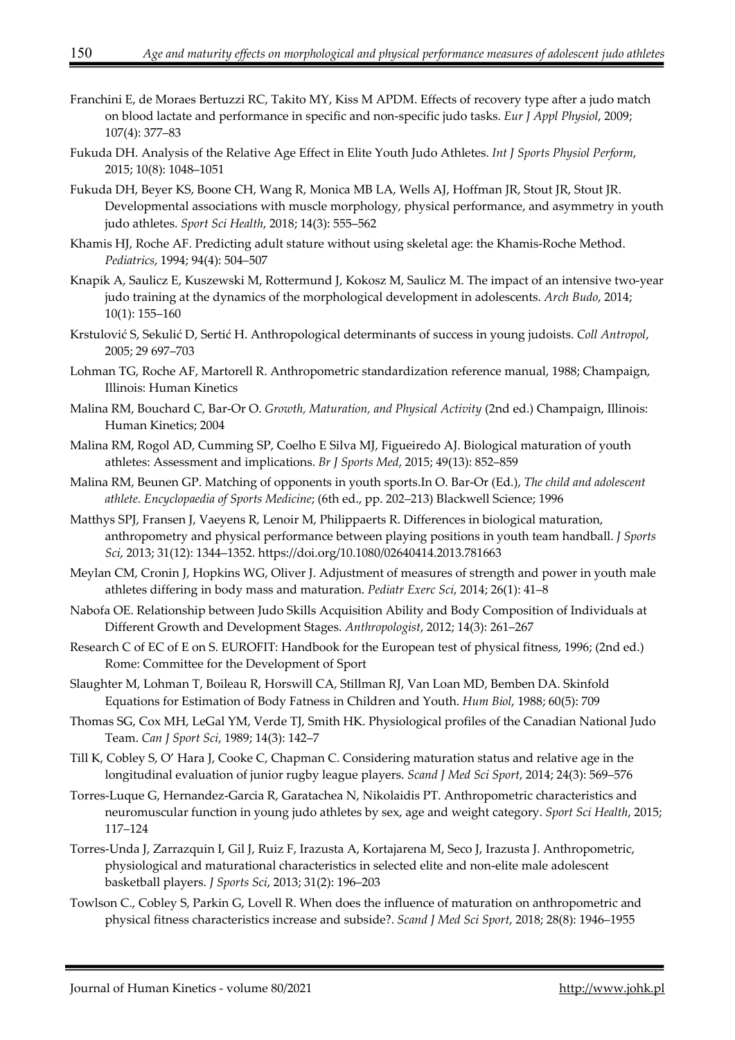Franchini E, de Moraes Bertuzzi RC, Takito MY, Kiss M APDM. Effects of recovery type after a judo match on blood lactate and performance in specific and non-specific judo tasks. *Eur J Appl Physiol*, 2009; 107(4): 377–83

Fukuda DH. Analysis of the Relative Age Effect in Elite Youth Judo Athletes. *Int J Sports Physiol Perform*, 2015; 10(8): 1048–1051

Fukuda DH, Beyer KS, Boone CH, Wang R, Monica MB LA, Wells AJ, Hoffman JR, Stout JR, Stout JR. Developmental associations with muscle morphology, physical performance, and asymmetry in youth judo athletes. *Sport Sci Health*, 2018; 14(3): 555–562

Khamis HJ, Roche AF. Predicting adult stature without using skeletal age: the Khamis-Roche Method. *Pediatrics*, 1994; 94(4): 504–507

Knapik A, Saulicz E, Kuszewski M, Rottermund J, Kokosz M, Saulicz M. The impact of an intensive two-year judo training at the dynamics of the morphological development in adolescents. *Arch Budo*, 2014; 10(1): 155–160

Krstulović S, Sekulić D, Sertić H. Anthropological determinants of success in young judoists. *Coll Antropol*, 2005; 29 697–703

Lohman TG, Roche AF, Martorell R. Anthropometric standardization reference manual, 1988; Champaign, Illinois: Human Kinetics

Malina RM, Bouchard C, Bar-Or O. *Growth, Maturation, and Physical Activity* (2nd ed.) Champaign, Illinois: Human Kinetics; 2004

Malina RM, Rogol AD, Cumming SP, Coelho E Silva MJ, Figueiredo AJ. Biological maturation of youth athletes: Assessment and implications. *Br J Sports Med*, 2015; 49(13): 852–859

Malina RM, Beunen GP. Matching of opponents in youth sports.In O. Bar-Or (Ed.), *The child and adolescent athlete. Encyclopaedia of Sports Medicine*; (6th ed., pp. 202–213) Blackwell Science; 1996

Matthys SPJ, Fransen J, Vaeyens R, Lenoir M, Philippaerts R. Differences in biological maturation, anthropometry and physical performance between playing positions in youth team handball. *J Sports Sci*, 2013; 31(12): 1344–1352. https://doi.org/10.1080/02640414.2013.781663

Meylan CM, Cronin J, Hopkins WG, Oliver J. Adjustment of measures of strength and power in youth male athletes differing in body mass and maturation. *Pediatr Exerc Sci*, 2014; 26(1): 41–8

Nabofa OE. Relationship between Judo Skills Acquisition Ability and Body Composition of Individuals at Different Growth and Development Stages. *Anthropologist*, 2012; 14(3): 261–267

Research C of EC of E on S. EUROFIT: Handbook for the European test of physical fitness, 1996; (2nd ed.) Rome: Committee for the Development of Sport

Slaughter M, Lohman T, Boileau R, Horswill CA, Stillman RJ, Van Loan MD, Bemben DA. Skinfold Equations for Estimation of Body Fatness in Children and Youth. *Hum Biol*, 1988; 60(5): 709

Thomas SG, Cox MH, LeGal YM, Verde TJ, Smith HK. Physiological profiles of the Canadian National Judo Team. *Can J Sport Sci*, 1989; 14(3): 142–7

Till K, Cobley S, O' Hara J, Cooke C, Chapman C. Considering maturation status and relative age in the longitudinal evaluation of junior rugby league players. *Scand J Med Sci Sport*, 2014; 24(3): 569–576

Torres-Luque G, Hernandez-Garcia R, Garatachea N, Nikolaidis PT. Anthropometric characteristics and neuromuscular function in young judo athletes by sex, age and weight category. *Sport Sci Health*, 2015; 117–124

Torres-Unda J, Zarrazquin I, Gil J, Ruiz F, Irazusta A, Kortajarena M, Seco J, Irazusta J. Anthropometric, physiological and maturational characteristics in selected elite and non-elite male adolescent basketball players. *J Sports Sci*, 2013; 31(2): 196–203

Towlson C., Cobley S, Parkin G, Lovell R. When does the influence of maturation on anthropometric and physical fitness characteristics increase and subside?. *Scand J Med Sci Sport*, 2018; 28(8): 1946–1955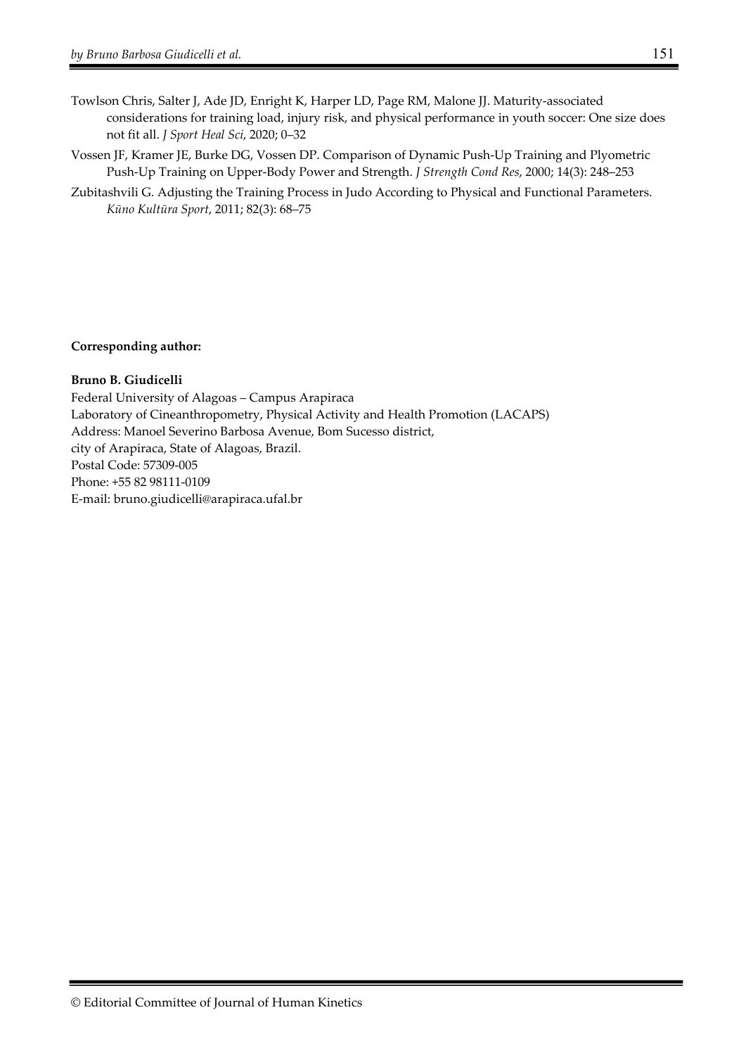Towlson Chris, Salter J, Ade JD, Enright K, Harper LD, Page RM, Malone JJ. Maturity-associated considerations for training load, injury risk, and physical performance in youth soccer: One size does not fit all. *J Sport Heal Sci*, 2020; 0–32

Vossen JF, Kramer JE, Burke DG, Vossen DP. Comparison of Dynamic Push-Up Training and Plyometric Push-Up Training on Upper-Body Power and Strength. *J Strength Cond Res*, 2000; 14(3): 248–253

Zubitashvili G. Adjusting the Training Process in Judo According to Physical and Functional Parameters. *Kūno Kultūra Sport*, 2011; 82(3): 68–75

**Corresponding author:**

**Bruno B. Giudicelli**
Federal University of Alagoas – Campus Arapiraca
Laboratory of Cineanthropometry, Physical Activity and Health Promotion (LACAPS)
Address: Manoel Severino Barbosa Avenue, Bom Sucesso district,
city of Arapiraca, State of Alagoas, Brazil.
Postal Code: 57309-005
Phone: +55 82 98111-0109
E-mail: bruno.giudicelli@arapiraca.ufal.br